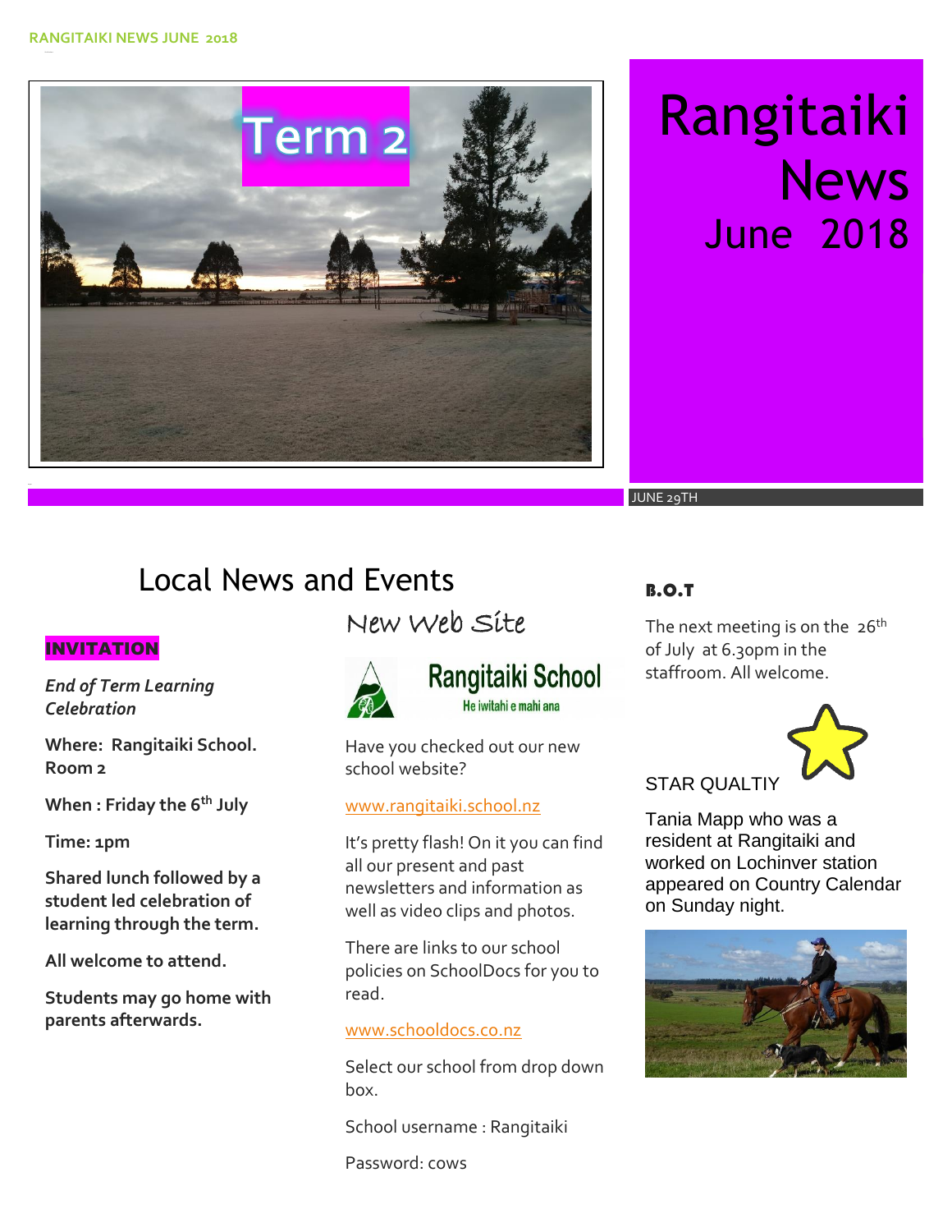# Rangitaiki News

June 2018

Term 2

JUNE 29TH

## Local News and Events

**INVITATION**

***End of Term Learning Celebration***

**Where: Rangitaiki School. Room 2**

**When : Friday the 6th July**

**Time: 1pm**

**Shared lunch followed by a student led celebration of learning through the term.**

**All welcome to attend.**

**Students may go home with parents afterwards.**

### New Web Site

Rangitaiki School

He iwitahi e mahi ana

Have you checked out our new school website?

www.rangitaiki.school.nz

It's pretty flash! On it you can find all our present and past newsletters and information as well as video clips and photos.

There are links to our school policies on SchoolDocs for you to read.

www.schooldocs.co.nz

Select our school from drop down box.

School username : Rangitaiki

Password: cows

### B.O.T

The next meeting is on the 26th of July at 6.30pm in the staffroom. All welcome.

STAR QUALTIY

Tania Mapp who was a resident at Rangitaiki and worked on Lochinver station appeared on Country Calendar on Sunday night.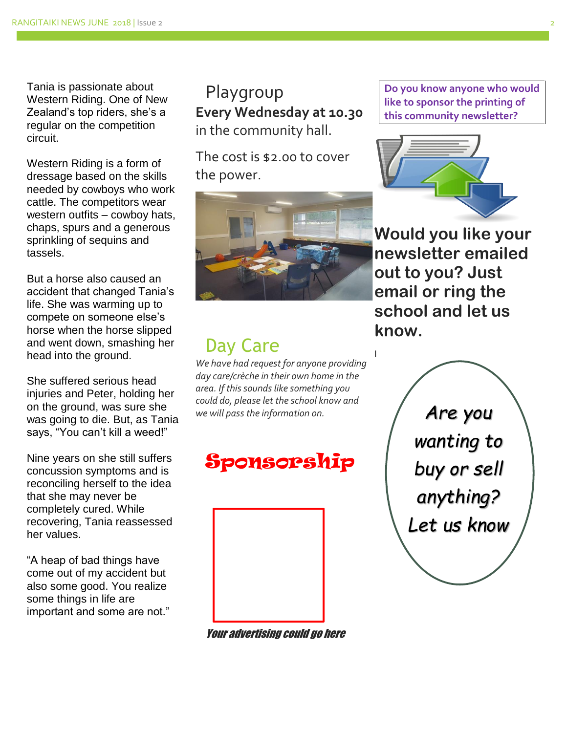Tania is passionate about Western Riding. One of New Zealand's top riders, she's a regular on the competition circuit.

Western Riding is a form of dressage based on the skills needed by cowboys who work cattle. The competitors wear western outfits – cowboy hats, chaps, spurs and a generous sprinkling of sequins and tassels.

But a horse also caused an accident that changed Tania's life. She was warming up to compete on someone else's horse when the horse slipped and went down, smashing her head into the ground.

She suffered serious head injuries and Peter, holding her on the ground, was sure she was going to die. But, as Tania says, "You can't kill a weed!"

Nine years on she still suffers concussion symptoms and is reconciling herself to the idea that she may never be completely cured. While recovering, Tania reassessed her values.

"A heap of bad things have come out of my accident but also some good. You realize some things in life are important and some are not."

## Playgroup

**Every Wednesday at 10.30** in the community hall.

The cost is $2.00 to cover the power.

## Day Care

*We have had request for anyone providing day care/crèche in their own home in the area. If this sounds like something you could do, please let the school know and we will pass the information on.*

## Sponsorship

*Your advertising could go here*

**Do you know anyone who would like to sponsor the printing of this community newsletter?**

**Would you like your newsletter emailed out to you? Just email or ring the school and let us know.**

*Are you wanting to buy or sell anything? Let us know*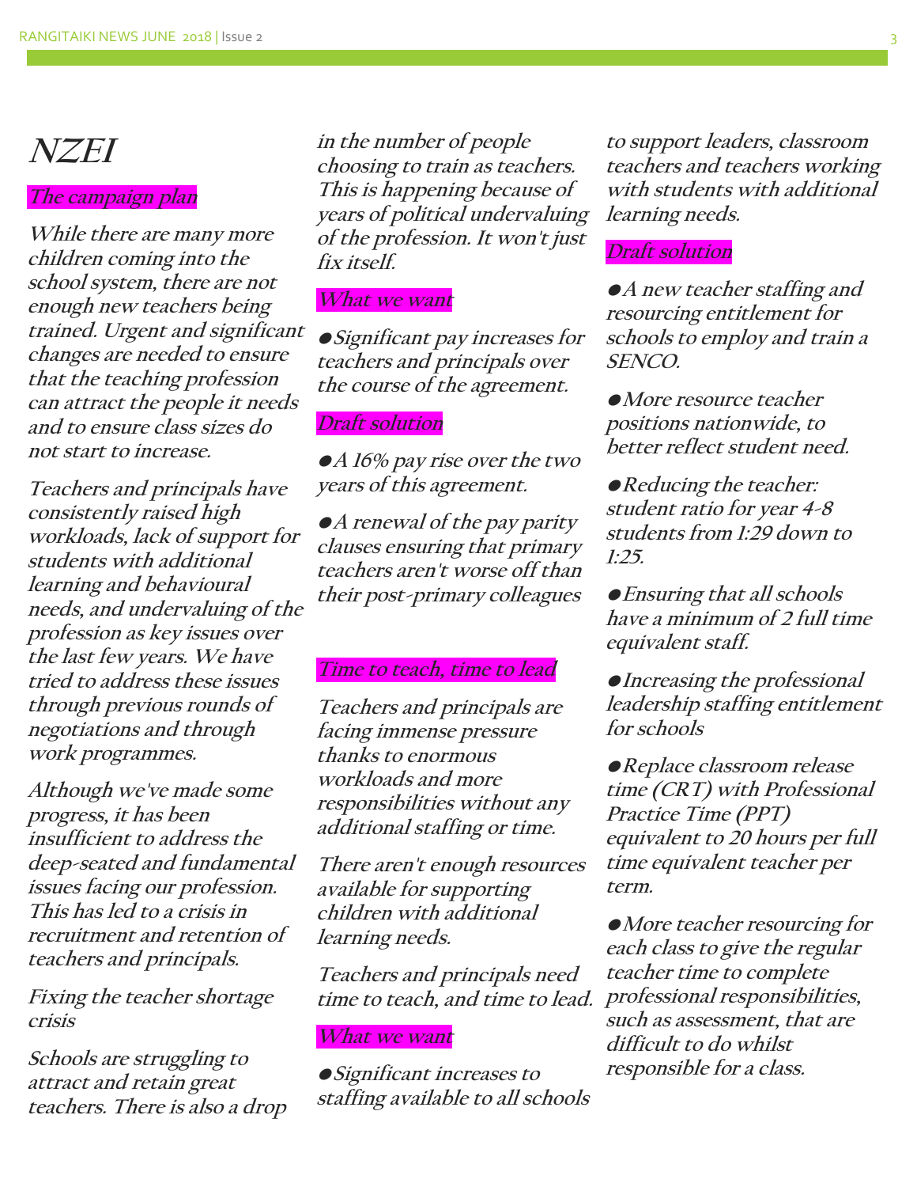# NZEI

## The campaign plan

While there are many more children coming into the school system, there are not enough new teachers being trained. Urgent and significant changes are needed to ensure that the teaching profession can attract the people it needs and to ensure class sizes do not start to increase.

Teachers and principals have consistently raised high workloads, lack of support for students with additional learning and behavioural needs, and undervaluing of the profession as key issues over the last few years. We have tried to address these issues through previous rounds of negotiations and through work programmes.

Although we've made some progress, it has been insufficient to address the deep-seated and fundamental issues facing our profession. This has led to a crisis in recruitment and retention of teachers and principals.

Fixing the teacher shortage crisis

Schools are struggling to attract and retain great teachers. There is also a drop in the number of people choosing to train as teachers. This is happening because of years of political undervaluing of the profession. It won't just fix itself.

### What we want

- Significant pay increases for teachers and principals over the course of the agreement.

### Draft solution

- A 16% pay rise over the two years of this agreement.
- A renewal of the pay parity clauses ensuring that primary teachers aren't worse off than their post-primary colleagues

## Time to teach, time to lead

Teachers and principals are facing immense pressure thanks to enormous workloads and more responsibilities without any additional staffing or time.

There aren't enough resources available for supporting children with additional learning needs.

Teachers and principals need time to teach, and time to lead.

### What we want

- Significant increases to staffing available to all schools to support leaders, classroom teachers and teachers working with students with additional learning needs.

### Draft solution

- A new teacher staffing and resourcing entitlement for schools to employ and train a SENCO.
- More resource teacher positions nationwide, to better reflect student need.
- Reducing the teacher: student ratio for year 4-8 students from 1:29 down to 1:25.
- Ensuring that all schools have a minimum of 2 full time equivalent staff.
- Increasing the professional leadership staffing entitlement for schools
- Replace classroom release time (CRT) with Professional Practice Time (PPT) equivalent to 20 hours per full time equivalent teacher per term.
- More teacher resourcing for each class to give the regular teacher time to complete professional responsibilities, such as assessment, that are difficult to do whilst responsible for a class.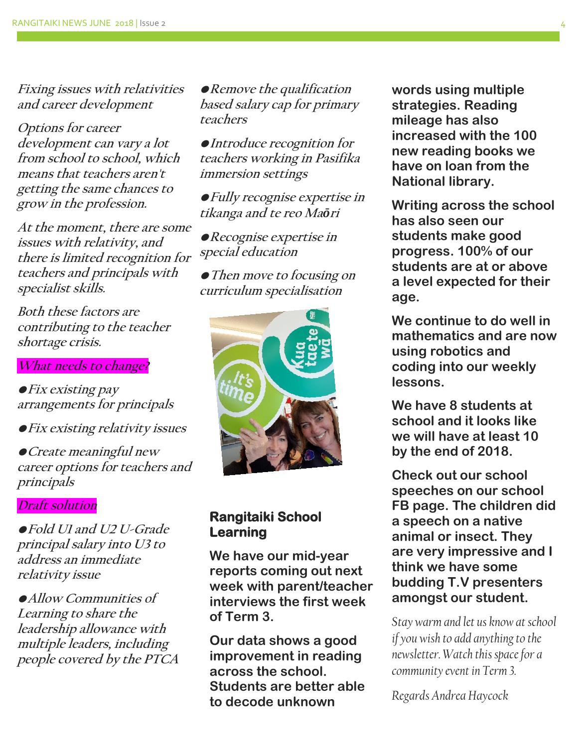*Fixing issues with relativities and career development*

*Options for career development can vary a lot from school to school, which means that teachers aren't getting the same chances to grow in the profession.*

*At the moment, there are some issues with relativity, and there is limited recognition for teachers and principals with specialist skills.*

*Both these factors are contributing to the teacher shortage crisis.*

***What needs to change?***

- *Fix existing pay arrangements for principals*
- *Fix existing relativity issues*
- *Create meaningful new career options for teachers and principals*

***Draft solution***

- *Fold U1 and U2 U-Grade principal salary into U3 to address an immediate relativity issue*
- *Allow Communities of Learning to share the leadership allowance with multiple leaders, including people covered by the PTCA*
- *Remove the qualification based salary cap for primary teachers*
- *Introduce recognition for teachers working in Pasifika immersion settings*
- *Fully recognise expertise in tikanga and te reo Maōri*
- *Recognise expertise in special education*
- *Then move to focusing on curriculum specialisation*

## Rangitaiki School Learning

**We have our mid-year reports coming out next week with parent/teacher interviews the first week of Term 3.**

**Our data shows a good improvement in reading across the school. Students are better able to decode unknown words using multiple strategies. Reading mileage has also increased with the 100 new reading books we have on loan from the National library.**

**Writing across the school has also seen our students make good progress. 100% of our students are at or above a level expected for their age.**

**We continue to do well in mathematics and are now using robotics and coding into our weekly lessons.**

**We have 8 students at school and it looks like we will have at least 10 by the end of 2018.**

**Check out our school speeches on our school FB page. The children did a speech on a native animal or insect. They are very impressive and I think we have some budding T.V presenters amongst our student.**

*Stay warm and let us know at school if you wish to add anything to the newsletter. Watch this space for a community event in Term 3.*

*Regards Andrea Haycock*